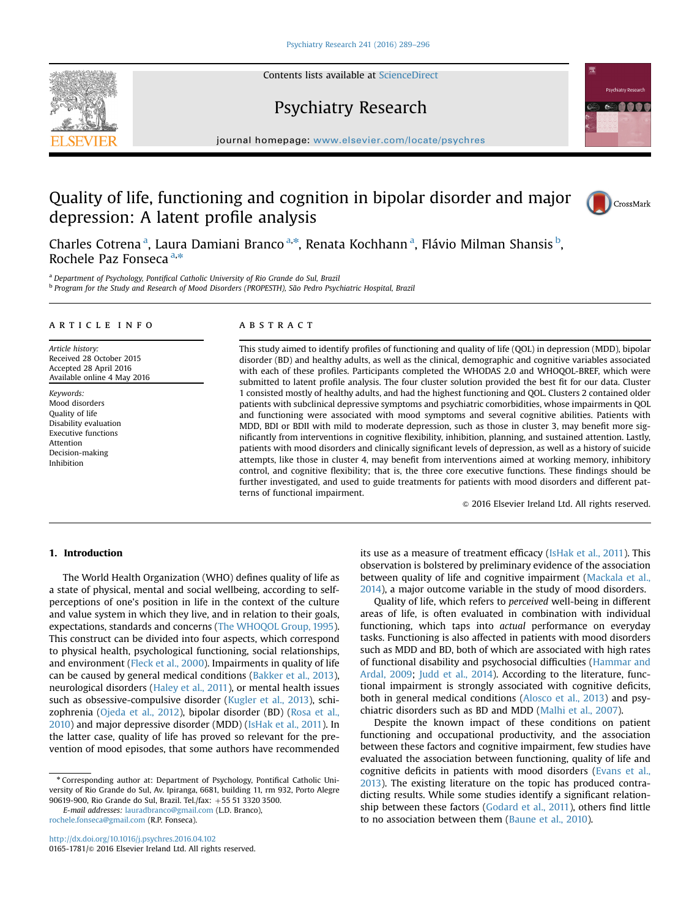# Quality of life, functioning and cognition in bipolar disorder and major depression: A latent profile analysis

Charles Cotrena [a], Laura Damiani Branco [a,*], Renata Kochhann [a], Flávio Milman Shansis [b], Rochele Paz Fonseca [a,*]

[a] Department of Psychology, Pontifical Catholic University of Rio Grande do Sul, Brazil
[b] Program for the Study and Research of Mood Disorders (PROPESTH), São Pedro Psychiatric Hospital, Brazil

**ARTICLE INFO**

*Article history:*
Received 28 October 2015
Accepted 28 April 2016
Available online 4 May 2016

*Keywords:*
Mood disorders
Quality of life
Disability evaluation
Executive functions
Attention
Decision-making
Inhibition

**ABSTRACT**

This study aimed to identify profiles of functioning and quality of life (QOL) in depression (MDD), bipolar disorder (BD) and healthy adults, as well as the clinical, demographic and cognitive variables associated with each of these profiles. Participants completed the WHODAS 2.0 and WHOQOL-BREF, which were submitted to latent profile analysis. The four cluster solution provided the best fit for our data. Cluster 1 consisted mostly of healthy adults, and had the highest functioning and QOL. Clusters 2 contained older patients with subclinical depressive symptoms and psychiatric comorbidities, whose impairments in QOL and functioning were associated with mood symptoms and several cognitive abilities. Patients with MDD, BDI or BDII with mild to moderate depression, such as those in cluster 3, may benefit more significantly from interventions in cognitive flexibility, inhibition, planning, and sustained attention. Lastly, patients with mood disorders and clinically significant levels of depression, as well as a history of suicide attempts, like those in cluster 4, may benefit from interventions aimed at working memory, inhibitory control, and cognitive flexibility; that is, the three core executive functions. These findings should be further investigated, and used to guide treatments for patients with mood disorders and different patterns of functional impairment.

© 2016 Elsevier Ireland Ltd. All rights reserved.

## 1. Introduction

The World Health Organization (WHO) defines quality of life as a state of physical, mental and social wellbeing, according to self-perceptions of one's position in life in the context of the culture and value system in which they live, and in relation to their goals, expectations, standards and concerns (The WHOQOL Group, 1995). This construct can be divided into four aspects, which correspond to physical health, psychological functioning, social relationships, and environment (Fleck et al., 2000). Impairments in quality of life can be caused by general medical conditions (Bakker et al., 2013), neurological disorders (Haley et al., 2011), or mental health issues such as obsessive-compulsive disorder (Kugler et al., 2013), schizophrenia (Ojeda et al., 2012), bipolar disorder (BD) (Rosa et al., 2010) and major depressive disorder (MDD) (IsHak et al., 2011). In the latter case, quality of life has proved so relevant for the prevention of mood episodes, that some authors have recommended its use as a measure of treatment efficacy (IsHak et al., 2011). This observation is bolstered by preliminary evidence of the association between quality of life and cognitive impairment (Mackala et al., 2014), a major outcome variable in the study of mood disorders.

Quality of life, which refers to *perceived* well-being in different areas of life, is often evaluated in combination with individual functioning, which taps into *actual* performance on everyday tasks. Functioning is also affected in patients with mood disorders such as MDD and BD, both of which are associated with high rates of functional disability and psychosocial difficulties (Hammar and Ardal, 2009; Judd et al., 2014). According to the literature, functional impairment is strongly associated with cognitive deficits, both in general medical conditions (Alosco et al., 2013) and psychiatric disorders such as BD and MDD (Malhi et al., 2007).

Despite the known impact of these conditions on patient functioning and occupational productivity, and the association between these factors and cognitive impairment, few studies have evaluated the association between functioning, quality of life and cognitive deficits in patients with mood disorders (Evans et al., 2013). The existing literature on the topic has produced contradicting results. While some studies identify a significant relationship between these factors (Godard et al., 2011), others find little to no association between them (Baune et al., 2010).

* Corresponding author at: Department of Psychology, Pontifical Catholic University of Rio Grande do Sul, Av. Ipiranga, 6681, building 11, rm 932, Porto Alegre 90619-900, Rio Grande do Sul, Brazil. Tel./fax: +55 51 3320 3500.
*E-mail addresses:* lauradbranco@gmail.com (L.D. Branco), rochele.fonseca@gmail.com (R.P. Fonseca).

http://dx.doi.org/10.1016/j.psychres.2016.04.102
0165-1781/© 2016 Elsevier Ireland Ltd. All rights reserved.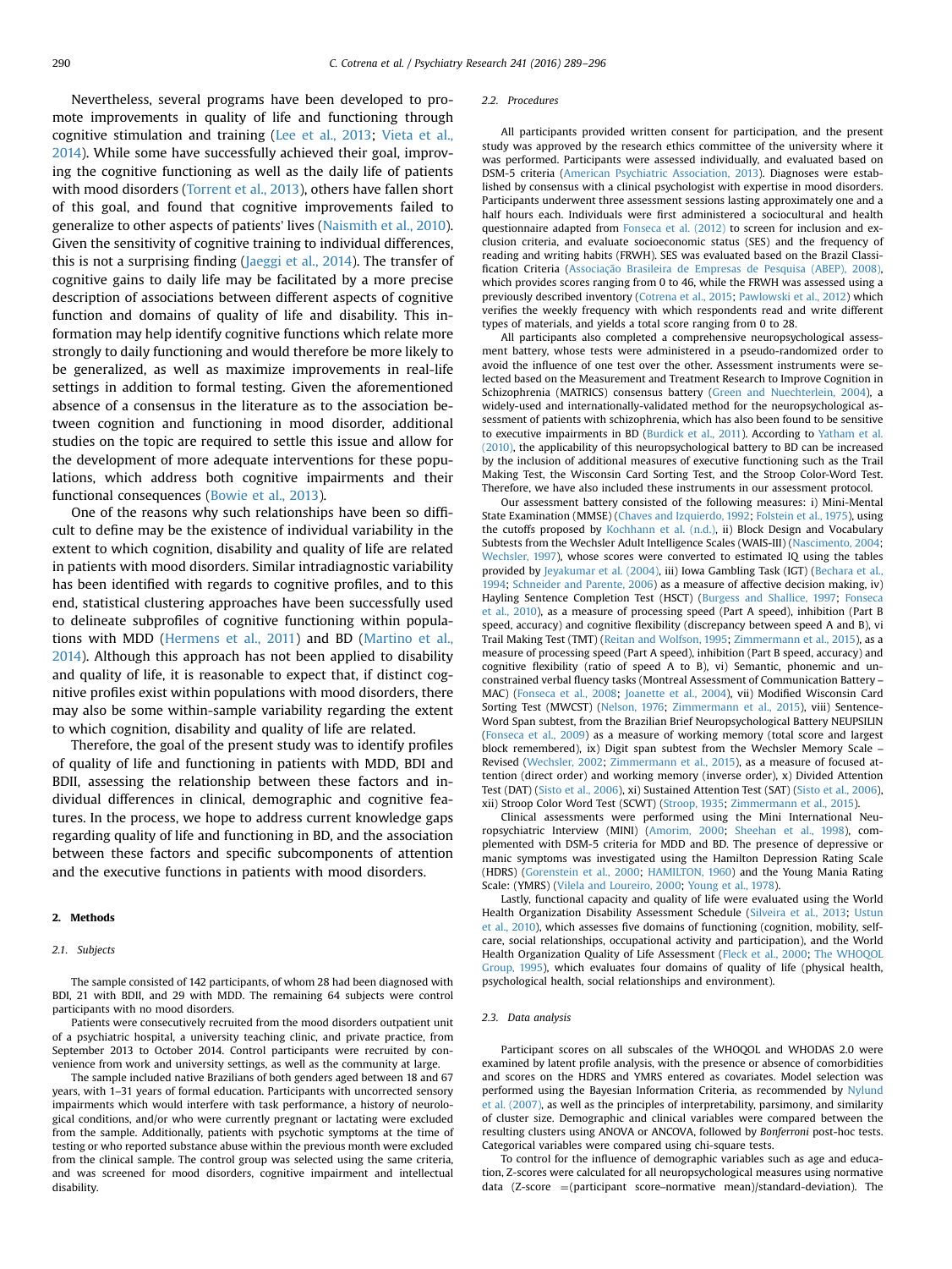Nevertheless, several programs have been developed to promote improvements in quality of life and functioning through cognitive stimulation and training (Lee et al., 2013; Vieta et al., 2014). While some have successfully achieved their goal, improving the cognitive functioning as well as the daily life of patients with mood disorders (Torrent et al., 2013), others have fallen short of this goal, and found that cognitive improvements failed to generalize to other aspects of patients' lives (Naismith et al., 2010). Given the sensitivity of cognitive training to individual differences, this is not a surprising finding (Jaeggi et al., 2014). The transfer of cognitive gains to daily life may be facilitated by a more precise description of associations between different aspects of cognitive function and domains of quality of life and disability. This information may help identify cognitive functions which relate more strongly to daily functioning and would therefore be more likely to be generalized, as well as maximize improvements in real-life settings in addition to formal testing. Given the aforementioned absence of a consensus in the literature as to the association between cognition and functioning in mood disorder, additional studies on the topic are required to settle this issue and allow for the development of more adequate interventions for these populations, which address both cognitive impairments and their functional consequences (Bowie et al., 2013).

One of the reasons why such relationships have been so difficult to define may be the existence of individual variability in the extent to which cognition, disability and quality of life are related in patients with mood disorders. Similar intradiagnostic variability has been identified with regards to cognitive profiles, and to this end, statistical clustering approaches have been successfully used to delineate subprofiles of cognitive functioning within populations with MDD (Hermens et al., 2011) and BD (Martino et al., 2014). Although this approach has not been applied to disability and quality of life, it is reasonable to expect that, if distinct cognitive profiles exist within populations with mood disorders, there may also be some within-sample variability regarding the extent to which cognition, disability and quality of life are related.

Therefore, the goal of the present study was to identify profiles of quality of life and functioning in patients with MDD, BDI and BDII, assessing the relationship between these factors and individual differences in clinical, demographic and cognitive features. In the process, we hope to address current knowledge gaps regarding quality of life and functioning in BD, and the association between these factors and specific subcomponents of attention and the executive functions in patients with mood disorders.

## 2. Methods

### 2.1. Subjects

The sample consisted of 142 participants, of whom 28 had been diagnosed with BDI, 21 with BDII, and 29 with MDD. The remaining 64 subjects were control participants with no mood disorders.

Patients were consecutively recruited from the mood disorders outpatient unit of a psychiatric hospital, a university teaching clinic, and private practice, from September 2013 to October 2014. Control participants were recruited by convenience from work and university settings, as well as the community at large.

The sample included native Brazilians of both genders aged between 18 and 67 years, with 1–31 years of formal education. Participants with uncorrected sensory impairments which would interfere with task performance, a history of neurological conditions, and/or who were currently pregnant or lactating were excluded from the sample. Additionally, patients with psychotic symptoms at the time of testing or who reported substance abuse within the previous month were excluded from the clinical sample. The control group was selected using the same criteria, and was screened for mood disorders, cognitive impairment and intellectual disability.

### 2.2. Procedures

All participants provided written consent for participation, and the present study was approved by the research ethics committee of the university where it was performed. Participants were assessed individually, and evaluated based on DSM-5 criteria (American Psychiatric Association, 2013). Diagnoses were established by consensus with a clinical psychologist with expertise in mood disorders. Participants underwent three assessment sessions lasting approximately one and a half hours each. Individuals were first administered a sociocultural and health questionnaire adapted from Fonseca et al. (2012) to screen for inclusion and exclusion criteria, and evaluate socioeconomic status (SES) and the frequency of reading and writing habits (FRWH). SES was evaluated based on the Brazil Classification Criteria (Associação Brasileira de Empresas de Pesquisa (ABEP), 2008), which provides scores ranging from 0 to 46, while the FRWH was assessed using a previously described inventory (Cotrena et al., 2015; Pawlowski et al., 2012) which verifies the weekly frequency with which respondents read and write different types of materials, and yields a total score ranging from 0 to 28.

All participants also completed a comprehensive neuropsychological assessment battery, whose tests were administered in a pseudo-randomized order to avoid the influence of one test over the other. Assessment instruments were selected based on the Measurement and Treatment Research to Improve Cognition in Schizophrenia (MATRICS) consensus battery (Green and Nuechterlein, 2004), a widely-used and internationally-validated method for the neuropsychological assessment of patients with schizophrenia, which has also been found to be sensitive to executive impairments in BD (Burdick et al., 2011). According to Yatham et al. (2010), the applicability of this neuropsychological battery to BD can be increased by the inclusion of additional measures of executive functioning such as the Trail Making Test, the Wisconsin Card Sorting Test, and the Stroop Color-Word Test. Therefore, we have also included these instruments in our assessment protocol.

Our assessment battery consisted of the following measures: i) Mini-Mental State Examination (MMSE) (Chaves and Izquierdo, 1992; Folstein et al., 1975), using the cutoffs proposed by Kochhann et al. (n.d.), ii) Block Design and Vocabulary Subtests from the Wechsler Adult Intelligence Scales (WAIS-III) (Nascimento, 2004; Wechsler, 1997), whose scores were converted to estimated IQ using the tables provided by Jeyakumar et al. (2004), iii) Iowa Gambling Task (IGT) (Bechara et al., 1994; Schneider and Parente, 2006) as a measure of affective decision making, iv) Hayling Sentence Completion Test (HSCT) (Burgess and Shallice, 1997; Fonseca et al., 2010), as a measure of processing speed (Part A speed), inhibition (Part B speed, accuracy) and cognitive flexibility (discrepancy between speed A and B), vi Trail Making Test (TMT) (Reitan and Wolfson, 1995; Zimmermann et al., 2015), as a measure of processing speed (Part A speed), inhibition (Part B speed, accuracy) and cognitive flexibility (ratio of speed A to B), vi) Semantic, phonemic and unconstrained verbal fluency tasks (Montreal Assessment of Communication Battery – MAC) (Fonseca et al., 2008; Joanette et al., 2004), vii) Modified Wisconsin Card Sorting Test (MWCST) (Nelson, 1976; Zimmermann et al., 2015), viii) Sentence-Word Span subtest, from the Brazilian Brief Neuropsychological Battery NEUPSILIN (Fonseca et al., 2009) as a measure of working memory (total score and largest block remembered), ix) Digit span subtest from the Wechsler Memory Scale – Revised (Wechsler, 2002; Zimmermann et al., 2015), as a measure of focused attention (direct order) and working memory (inverse order), x) Divided Attention Test (DAT) (Sisto et al., 2006), xi) Sustained Attention Test (SAT) (Sisto et al., 2006), xii) Stroop Color Word Test (SCWT) (Stroop, 1935; Zimmermann et al., 2015).

Clinical assessments were performed using the Mini International Neuropsychiatric Interview (MINI) (Amorim, 2000; Sheehan et al., 1998), complemented with DSM-5 criteria for MDD and BD. The presence of depressive or manic symptoms was investigated using the Hamilton Depression Rating Scale (HDRS) (Gorenstein et al., 2000; HAMILTON, 1960) and the Young Mania Rating Scale: (YMRS) (Vilela and Loureiro, 2000; Young et al., 1978).

Lastly, functional capacity and quality of life were evaluated using the World Health Organization Disability Assessment Schedule (Silveira et al., 2013; Ustun et al., 2010), which assesses five domains of functioning (cognition, mobility, self-care, social relationships, occupational activity and participation), and the World Health Organization Quality of Life Assessment (Fleck et al., 2000; The WHOQOL Group, 1995), which evaluates four domains of quality of life (physical health, psychological health, social relationships and environment).

### 2.3. Data analysis

Participant scores on all subscales of the WHOQOL and WHODAS 2.0 were examined by latent profile analysis, with the presence or absence of comorbidities and scores on the HDRS and YMRS entered as covariates. Model selection was performed using the Bayesian Information Criteria, as recommended by Nylund et al. (2007), as well as the principles of interpretability, parsimony, and similarity of cluster size. Demographic and clinical variables were compared between the resulting clusters using ANOVA or ANCOVA, followed by *Bonferroni* post-hoc tests. Categorical variables were compared using chi-square tests.

To control for the influence of demographic variables such as age and education, Z-scores were calculated for all neuropsychological measures using normative data (Z-score =(participant score–normative mean)/standard-deviation). The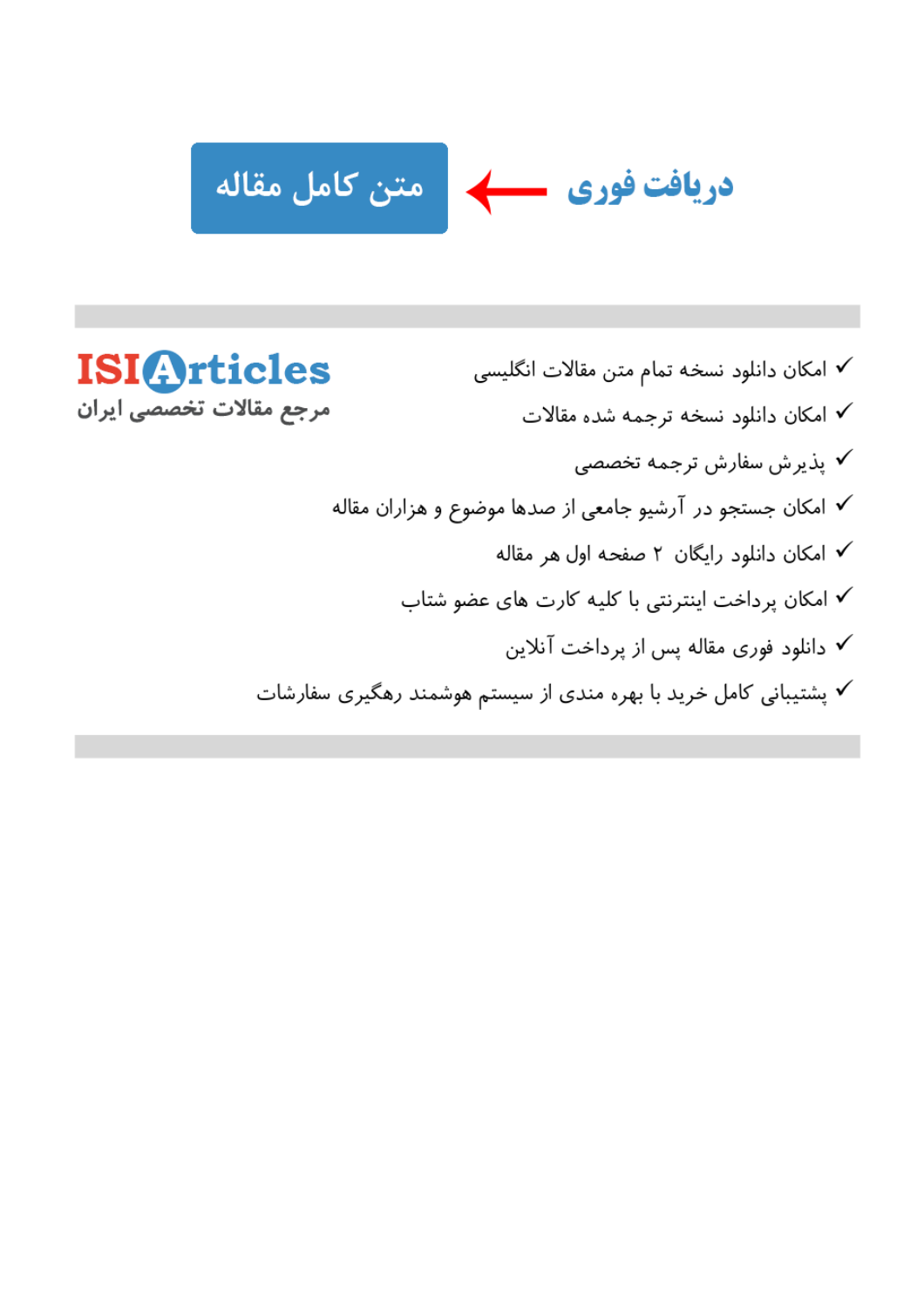دریافت فوری ← **متن کامل مقاله**

**ISIArticles**
مرجع مقالات تخصصی ایران

- ✓ امکان دانلود نسخه تمام متن مقالات انگلیسی
- ✓ امکان دانلود نسخه ترجمه شده مقالات
- ✓ پذیرش سفارش ترجمه تخصصی
- ✓ امکان جستجو در آرشیو جامعی از صدها موضوع و هزاران مقاله
- ✓ امکان دانلود رایگان ۲ صفحه اول هر مقاله
- ✓ امکان پرداخت اینترنتی با کلیه کارت های عضو شتاب
- ✓ دانلود فوری مقاله پس از پرداخت آنلاین
- ✓ پشتیبانی کامل خرید با بهره مندی از سیستم هوشمند رهگیری سفارشات